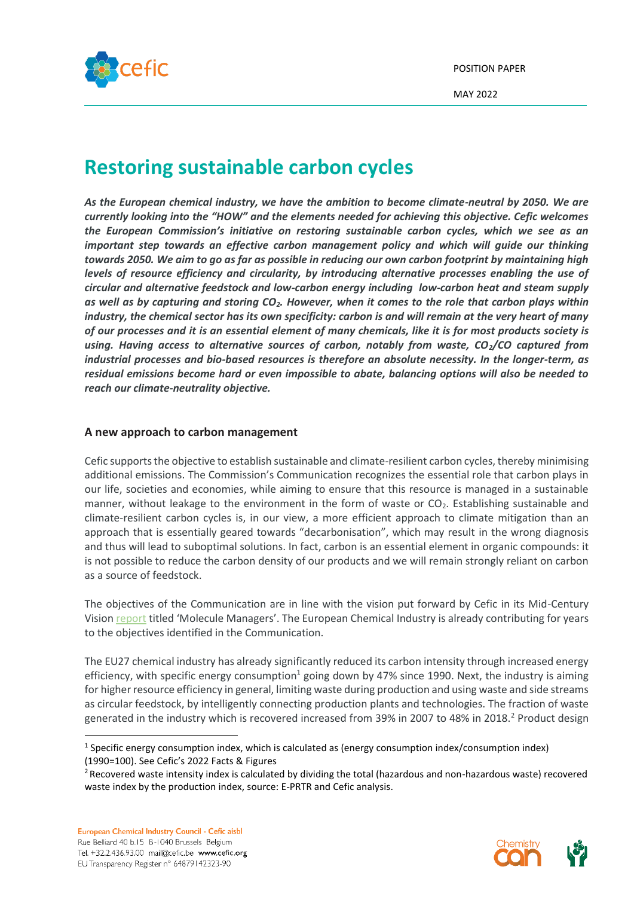POSITION PAPER

MAY 2022

# Restoring sustainable carbon cycles

***As the European chemical industry, we have the ambition to become climate-neutral by 2050. We are currently looking into the "HOW" and the elements needed for achieving this objective. Cefic welcomes the European Commission's initiative on restoring sustainable carbon cycles, which we see as an important step towards an effective carbon management policy and which will guide our thinking towards 2050. We aim to go as far as possible in reducing our own carbon footprint by maintaining high levels of resource efficiency and circularity, by introducing alternative processes enabling the use of circular and alternative feedstock and low-carbon energy including low-carbon heat and steam supply as well as by capturing and storing $CO_2$. However, when it comes to the role that carbon plays within industry, the chemical sector has its own specificity: carbon is and will remain at the very heart of many of our processes and it is an essential element of many chemicals, like it is for most products society is using. Having access to alternative sources of carbon, notably from waste, $CO_2$/CO captured from industrial processes and bio-based resources is therefore an absolute necessity. In the longer-term, as residual emissions become hard or even impossible to abate, balancing options will also be needed to reach our climate-neutrality objective.***

## A new approach to carbon management

Cefic supports the objective to establish sustainable and climate-resilient carbon cycles, thereby minimising additional emissions. The Commission's Communication recognizes the essential role that carbon plays in our life, societies and economies, while aiming to ensure that this resource is managed in a sustainable manner, without leakage to the environment in the form of waste or $CO_2$. Establishing sustainable and climate-resilient carbon cycles is, in our view, a more efficient approach to climate mitigation than an approach that is essentially geared towards "decarbonisation", which may result in the wrong diagnosis and thus will lead to suboptimal solutions. In fact, carbon is an essential element in organic compounds: it is not possible to reduce the carbon density of our products and we will remain strongly reliant on carbon as a source of feedstock.

The objectives of the Communication are in line with the vision put forward by Cefic in its Mid-Century Vision report titled 'Molecule Managers'. The European Chemical Industry is already contributing for years to the objectives identified in the Communication.

The EU27 chemical industry has already significantly reduced its carbon intensity through increased energy efficiency, with specific energy consumption[1] going down by 47% since 1990. Next, the industry is aiming for higher resource efficiency in general, limiting waste during production and using waste and side streams as circular feedstock, by intelligently connecting production plants and technologies. The fraction of waste generated in the industry which is recovered increased from 39% in 2007 to 48% in 2018.[2] Product design

[1] Specific energy consumption index, which is calculated as (energy consumption index/consumption index) (1990=100). See Cefic's 2022 Facts & Figures

[2] Recovered waste intensity index is calculated by dividing the total (hazardous and non-hazardous waste) recovered waste index by the production index, source: E-PRTR and Cefic analysis.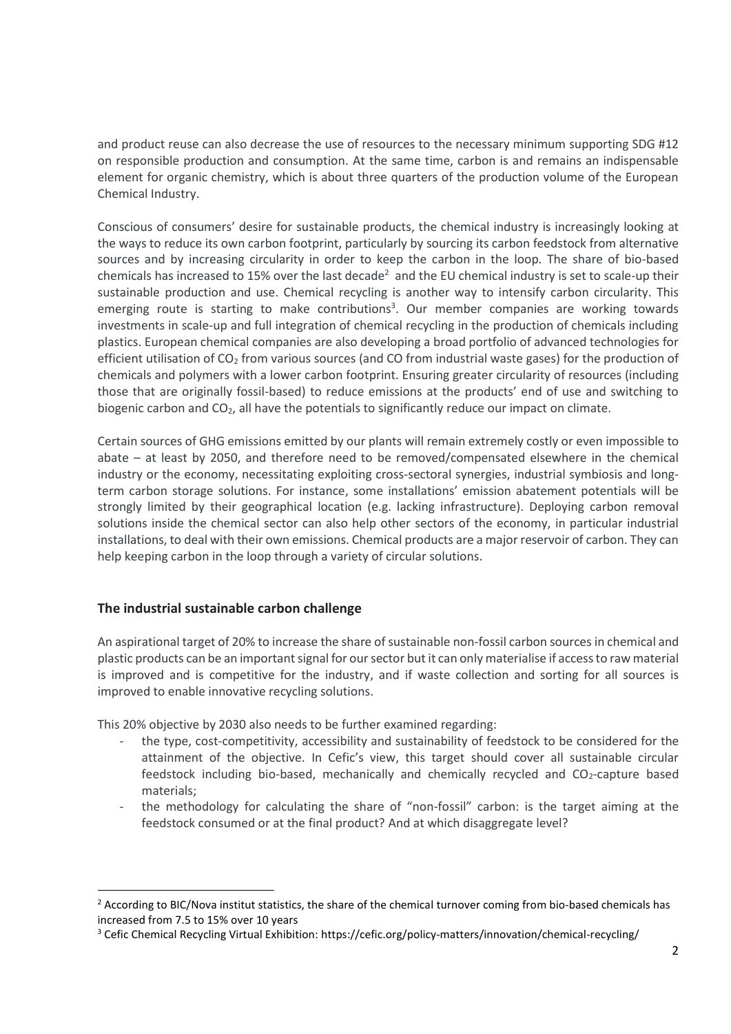and product reuse can also decrease the use of resources to the necessary minimum supporting SDG #12 on responsible production and consumption. At the same time, carbon is and remains an indispensable element for organic chemistry, which is about three quarters of the production volume of the European Chemical Industry.

Conscious of consumers' desire for sustainable products, the chemical industry is increasingly looking at the ways to reduce its own carbon footprint, particularly by sourcing its carbon feedstock from alternative sources and by increasing circularity in order to keep the carbon in the loop. The share of bio-based chemicals has increased to 15% over the last decade[2] and the EU chemical industry is set to scale-up their sustainable production and use. Chemical recycling is another way to intensify carbon circularity. This emerging route is starting to make contributions[3]. Our member companies are working towards investments in scale-up and full integration of chemical recycling in the production of chemicals including plastics. European chemical companies are also developing a broad portfolio of advanced technologies for efficient utilisation of $CO_2$ from various sources (and CO from industrial waste gases) for the production of chemicals and polymers with a lower carbon footprint. Ensuring greater circularity of resources (including those that are originally fossil-based) to reduce emissions at the products' end of use and switching to biogenic carbon and $CO_2$, all have the potentials to significantly reduce our impact on climate.

Certain sources of GHG emissions emitted by our plants will remain extremely costly or even impossible to abate – at least by 2050, and therefore need to be removed/compensated elsewhere in the chemical industry or the economy, necessitating exploiting cross-sectoral synergies, industrial symbiosis and long-term carbon storage solutions. For instance, some installations' emission abatement potentials will be strongly limited by their geographical location (e.g. lacking infrastructure). Deploying carbon removal solutions inside the chemical sector can also help other sectors of the economy, in particular industrial installations, to deal with their own emissions. Chemical products are a major reservoir of carbon. They can help keeping carbon in the loop through a variety of circular solutions.

## The industrial sustainable carbon challenge

An aspirational target of 20% to increase the share of sustainable non-fossil carbon sources in chemical and plastic products can be an important signal for our sector but it can only materialise if access to raw material is improved and is competitive for the industry, and if waste collection and sorting for all sources is improved to enable innovative recycling solutions.

This 20% objective by 2030 also needs to be further examined regarding:

- the type, cost-competitivity, accessibility and sustainability of feedstock to be considered for the attainment of the objective. In Cefic's view, this target should cover all sustainable circular feedstock including bio-based, mechanically and chemically recycled and $CO_2$-capture based materials;
- the methodology for calculating the share of "non-fossil" carbon: is the target aiming at the feedstock consumed or at the final product? And at which disaggregate level?

---

[2] According to BIC/Nova institut statistics, the share of the chemical turnover coming from bio-based chemicals has increased from 7.5 to 15% over 10 years

[3] Cefic Chemical Recycling Virtual Exhibition: https://cefic.org/policy-matters/innovation/chemical-recycling/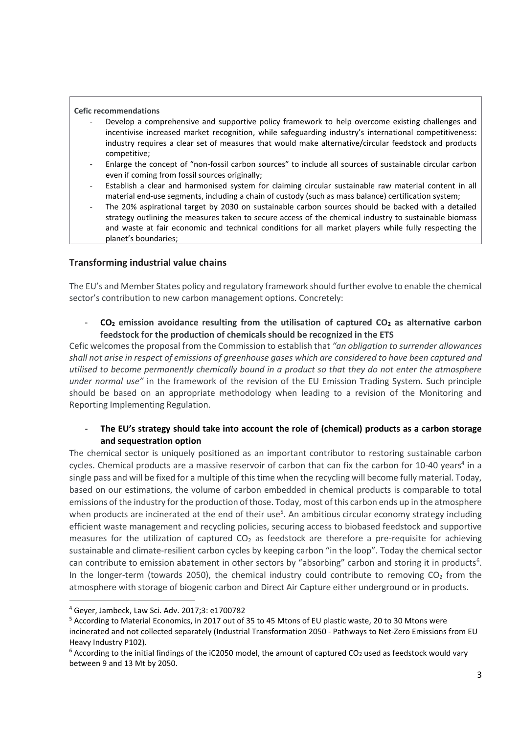**Cefic recommendations**

- Develop a comprehensive and supportive policy framework to help overcome existing challenges and incentivise increased market recognition, while safeguarding industry's international competitiveness: industry requires a clear set of measures that would make alternative/circular feedstock and products competitive;
- Enlarge the concept of "non-fossil carbon sources" to include all sources of sustainable circular carbon even if coming from fossil sources originally;
- Establish a clear and harmonised system for claiming circular sustainable raw material content in all material end-use segments, including a chain of custody (such as mass balance) certification system;
- The 20% aspirational target by 2030 on sustainable carbon sources should be backed with a detailed strategy outlining the measures taken to secure access of the chemical industry to sustainable biomass and waste at fair economic and technical conditions for all market players while fully respecting the planet's boundaries;

## Transforming industrial value chains

The EU's and Member States policy and regulatory framework should further evolve to enable the chemical sector's contribution to new carbon management options. Concretely:

- **$CO_2$ emission avoidance resulting from the utilisation of captured $CO_2$ as alternative carbon feedstock for the production of chemicals should be recognized in the ETS**

Cefic welcomes the proposal from the Commission to establish that *"an obligation to surrender allowances shall not arise in respect of emissions of greenhouse gases which are considered to have been captured and utilised to become permanently chemically bound in a product so that they do not enter the atmosphere under normal use"* in the framework of the revision of the EU Emission Trading System. Such principle should be based on an appropriate methodology when leading to a revision of the Monitoring and Reporting Implementing Regulation.

- **The EU's strategy should take into account the role of (chemical) products as a carbon storage and sequestration option**

The chemical sector is uniquely positioned as an important contributor to restoring sustainable carbon cycles. Chemical products are a massive reservoir of carbon that can fix the carbon for 10-40 years[4] in a single pass and will be fixed for a multiple of this time when the recycling will become fully material. Today, based on our estimations, the volume of carbon embedded in chemical products is comparable to total emissions of the industry for the production of those. Today, most of this carbon ends up in the atmosphere when products are incinerated at the end of their use[5]. An ambitious circular economy strategy including efficient waste management and recycling policies, securing access to biobased feedstock and supportive measures for the utilization of captured $CO_2$ as feedstock are therefore a pre-requisite for achieving sustainable and climate-resilient carbon cycles by keeping carbon "in the loop". Today the chemical sector can contribute to emission abatement in other sectors by "absorbing" carbon and storing it in products[6]. In the longer-term (towards 2050), the chemical industry could contribute to removing $CO_2$ from the atmosphere with storage of biogenic carbon and Direct Air Capture either underground or in products.

---

[4] Geyer, Jambeck, Law Sci. Adv. 2017;3: e1700782

[5] According to Material Economics, in 2017 out of 35 to 45 Mtons of EU plastic waste, 20 to 30 Mtons were incinerated and not collected separately (Industrial Transformation 2050 - Pathways to Net-Zero Emissions from EU Heavy Industry P102).

[6] According to the initial findings of the iC2050 model, the amount of captured $CO_2$ used as feedstock would vary between 9 and 13 Mt by 2050.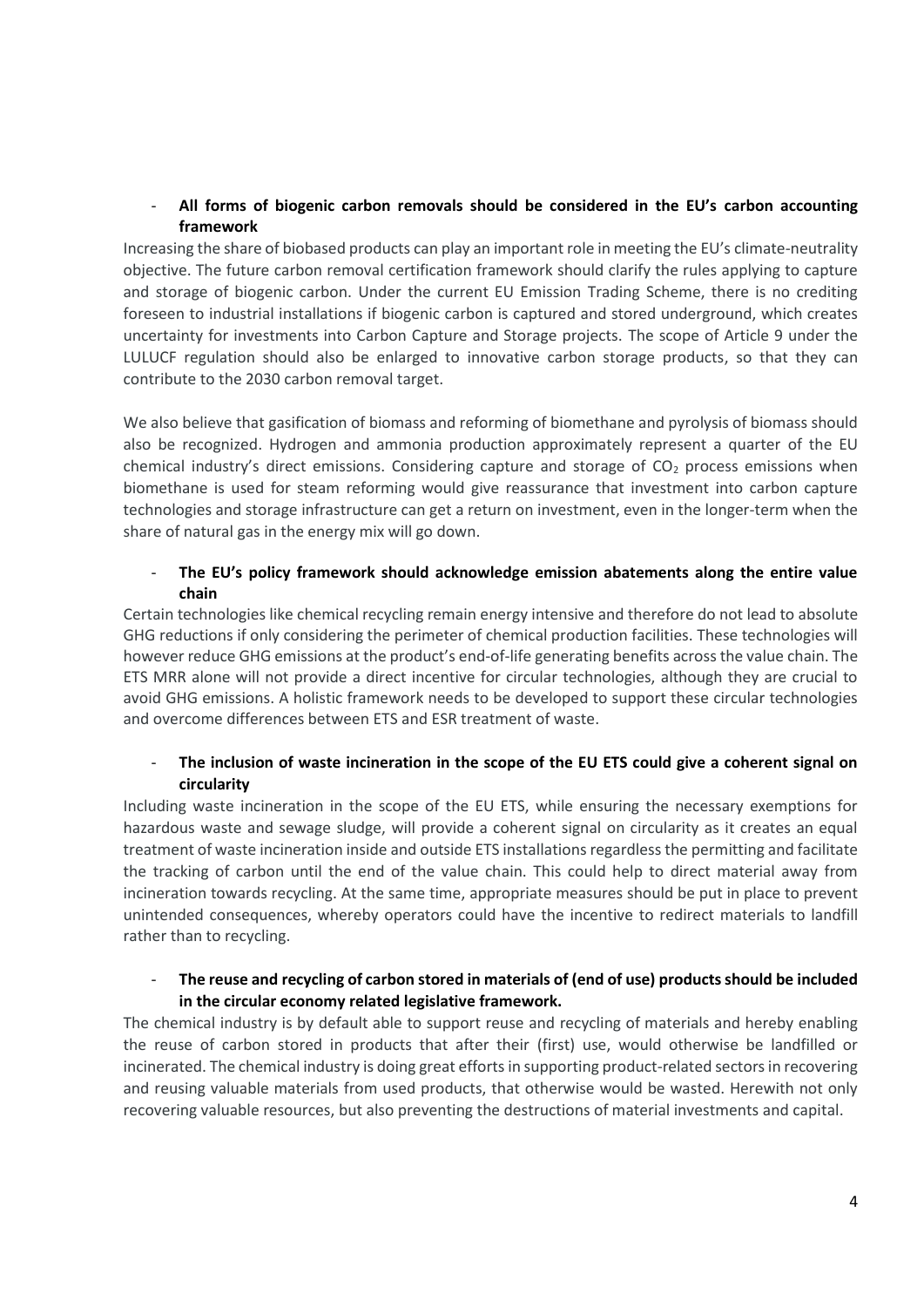- **All forms of biogenic carbon removals should be considered in the EU's carbon accounting framework**

Increasing the share of biobased products can play an important role in meeting the EU's climate-neutrality objective. The future carbon removal certification framework should clarify the rules applying to capture and storage of biogenic carbon. Under the current EU Emission Trading Scheme, there is no crediting foreseen to industrial installations if biogenic carbon is captured and stored underground, which creates uncertainty for investments into Carbon Capture and Storage projects. The scope of Article 9 under the LULUCF regulation should also be enlarged to innovative carbon storage products, so that they can contribute to the 2030 carbon removal target.

We also believe that gasification of biomass and reforming of biomethane and pyrolysis of biomass should also be recognized. Hydrogen and ammonia production approximately represent a quarter of the EU chemical industry's direct emissions. Considering capture and storage of $CO_2$ process emissions when biomethane is used for steam reforming would give reassurance that investment into carbon capture technologies and storage infrastructure can get a return on investment, even in the longer-term when the share of natural gas in the energy mix will go down.

- **The EU's policy framework should acknowledge emission abatements along the entire value chain**

Certain technologies like chemical recycling remain energy intensive and therefore do not lead to absolute GHG reductions if only considering the perimeter of chemical production facilities. These technologies will however reduce GHG emissions at the product's end-of-life generating benefits across the value chain. The ETS MRR alone will not provide a direct incentive for circular technologies, although they are crucial to avoid GHG emissions. A holistic framework needs to be developed to support these circular technologies and overcome differences between ETS and ESR treatment of waste.

- **The inclusion of waste incineration in the scope of the EU ETS could give a coherent signal on circularity**

Including waste incineration in the scope of the EU ETS, while ensuring the necessary exemptions for hazardous waste and sewage sludge, will provide a coherent signal on circularity as it creates an equal treatment of waste incineration inside and outside ETS installations regardless the permitting and facilitate the tracking of carbon until the end of the value chain. This could help to direct material away from incineration towards recycling. At the same time, appropriate measures should be put in place to prevent unintended consequences, whereby operators could have the incentive to redirect materials to landfill rather than to recycling.

- **The reuse and recycling of carbon stored in materials of (end of use) products should be included in the circular economy related legislative framework.**

The chemical industry is by default able to support reuse and recycling of materials and hereby enabling the reuse of carbon stored in products that after their (first) use, would otherwise be landfilled or incinerated. The chemical industry is doing great efforts in supporting product-related sectors in recovering and reusing valuable materials from used products, that otherwise would be wasted. Herewith not only recovering valuable resources, but also preventing the destructions of material investments and capital.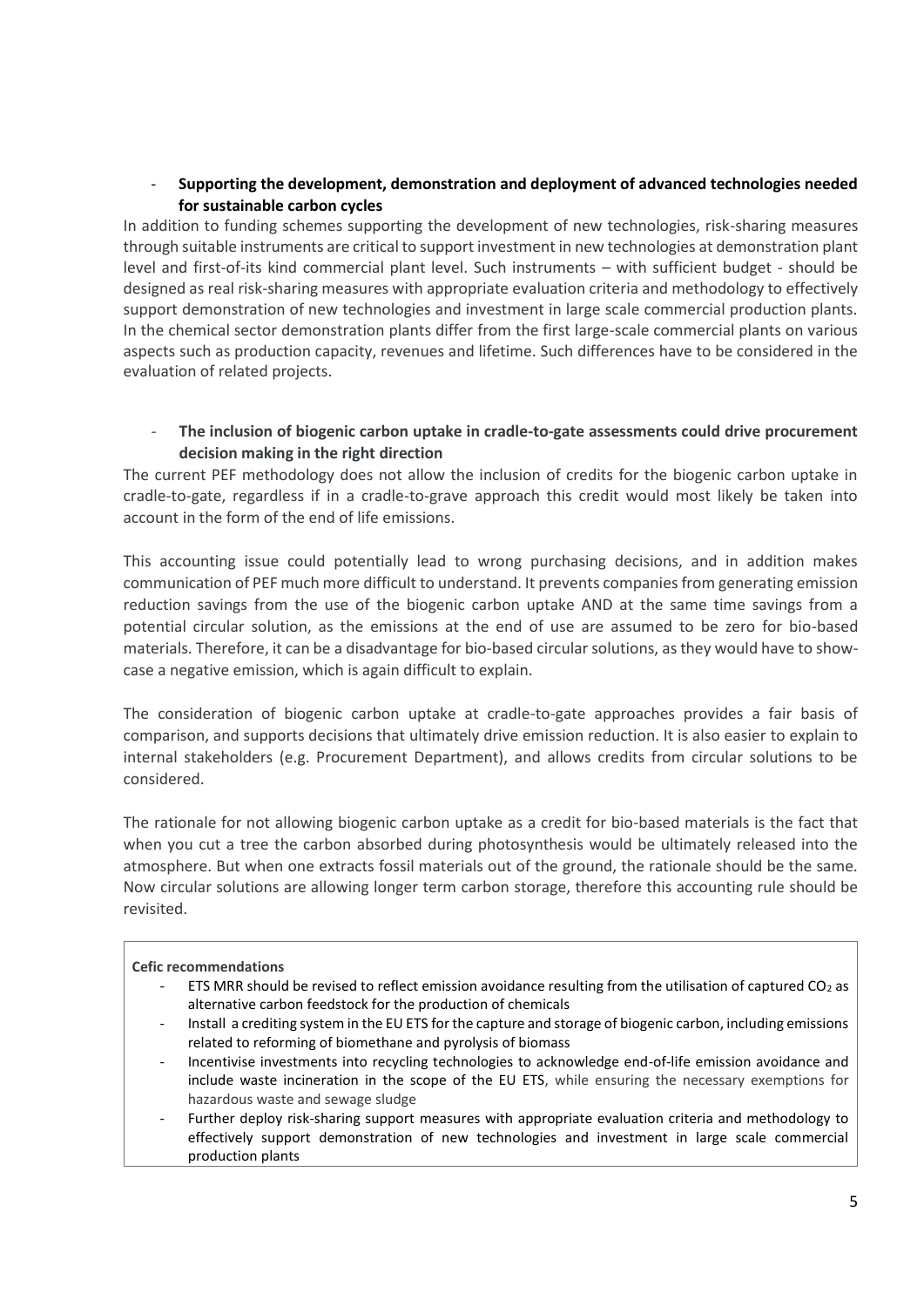- **Supporting the development, demonstration and deployment of advanced technologies needed for sustainable carbon cycles**

In addition to funding schemes supporting the development of new technologies, risk-sharing measures through suitable instruments are critical to support investment in new technologies at demonstration plant level and first-of-its kind commercial plant level. Such instruments – with sufficient budget - should be designed as real risk-sharing measures with appropriate evaluation criteria and methodology to effectively support demonstration of new technologies and investment in large scale commercial production plants. In the chemical sector demonstration plants differ from the first large-scale commercial plants on various aspects such as production capacity, revenues and lifetime. Such differences have to be considered in the evaluation of related projects.

- **The inclusion of biogenic carbon uptake in cradle-to-gate assessments could drive procurement decision making in the right direction**

The current PEF methodology does not allow the inclusion of credits for the biogenic carbon uptake in cradle-to-gate, regardless if in a cradle-to-grave approach this credit would most likely be taken into account in the form of the end of life emissions.

This accounting issue could potentially lead to wrong purchasing decisions, and in addition makes communication of PEF much more difficult to understand. It prevents companies from generating emission reduction savings from the use of the biogenic carbon uptake AND at the same time savings from a potential circular solution, as the emissions at the end of use are assumed to be zero for bio-based materials. Therefore, it can be a disadvantage for bio-based circular solutions, as they would have to show-case a negative emission, which is again difficult to explain.

The consideration of biogenic carbon uptake at cradle-to-gate approaches provides a fair basis of comparison, and supports decisions that ultimately drive emission reduction. It is also easier to explain to internal stakeholders (e.g. Procurement Department), and allows credits from circular solutions to be considered.

The rationale for not allowing biogenic carbon uptake as a credit for bio-based materials is the fact that when you cut a tree the carbon absorbed during photosynthesis would be ultimately released into the atmosphere. But when one extracts fossil materials out of the ground, the rationale should be the same. Now circular solutions are allowing longer term carbon storage, therefore this accounting rule should be revisited.

**Cefic recommendations**

- ETS MRR should be revised to reflect emission avoidance resulting from the utilisation of captured $CO_2$ as alternative carbon feedstock for the production of chemicals
- Install a crediting system in the EU ETS for the capture and storage of biogenic carbon, including emissions related to reforming of biomethane and pyrolysis of biomass
- Incentivise investments into recycling technologies to acknowledge end-of-life emission avoidance and include waste incineration in the scope of the EU ETS, while ensuring the necessary exemptions for hazardous waste and sewage sludge
- Further deploy risk-sharing support measures with appropriate evaluation criteria and methodology to effectively support demonstration of new technologies and investment in large scale commercial production plants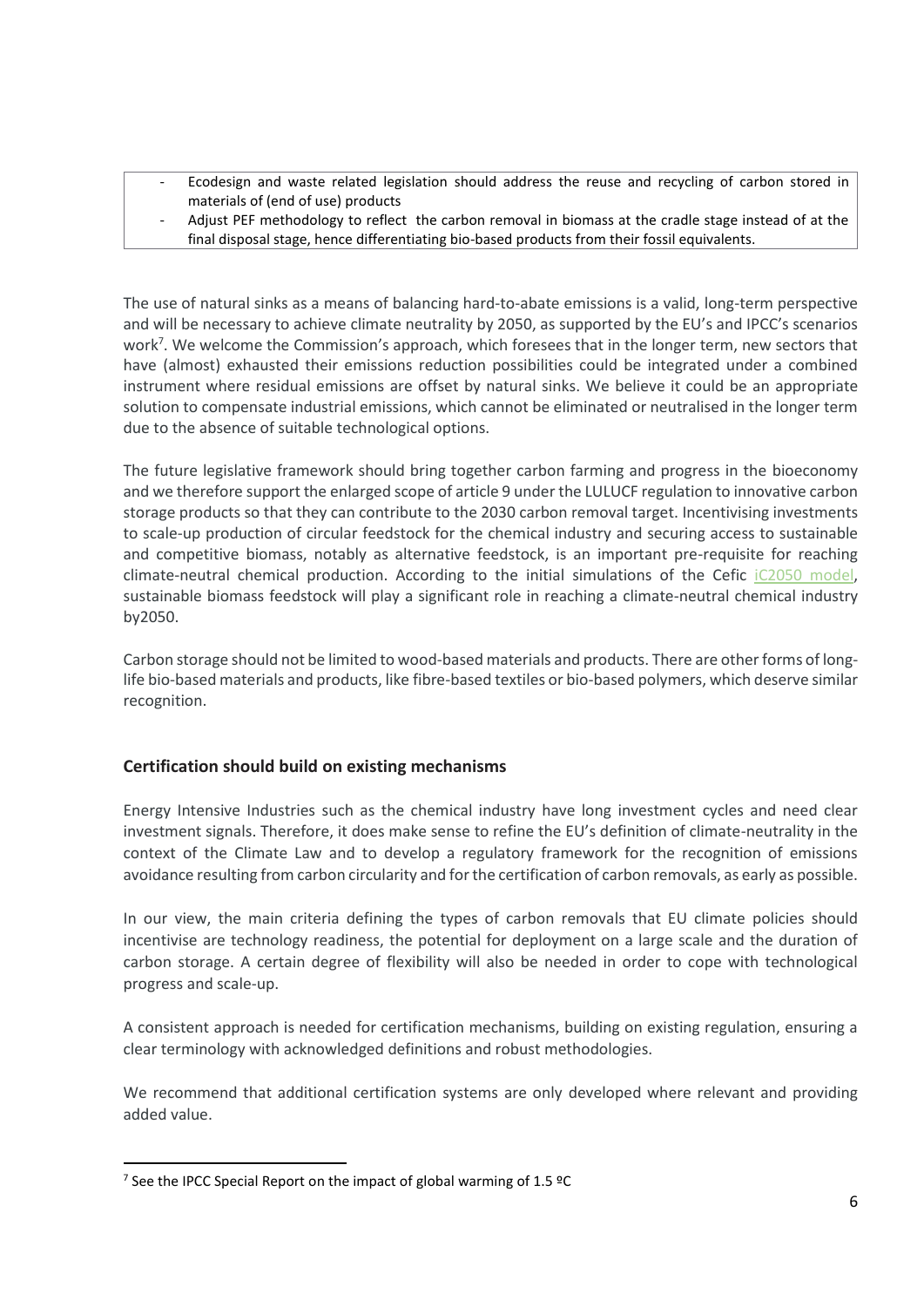- Ecodesign and waste related legislation should address the reuse and recycling of carbon stored in materials of (end of use) products
- Adjust PEF methodology to reflect the carbon removal in biomass at the cradle stage instead of at the final disposal stage, hence differentiating bio-based products from their fossil equivalents.

The use of natural sinks as a means of balancing hard-to-abate emissions is a valid, long-term perspective and will be necessary to achieve climate neutrality by 2050, as supported by the EU's and IPCC's scenarios work[7]. We welcome the Commission's approach, which foresees that in the longer term, new sectors that have (almost) exhausted their emissions reduction possibilities could be integrated under a combined instrument where residual emissions are offset by natural sinks. We believe it could be an appropriate solution to compensate industrial emissions, which cannot be eliminated or neutralised in the longer term due to the absence of suitable technological options.

The future legislative framework should bring together carbon farming and progress in the bioeconomy and we therefore support the enlarged scope of article 9 under the LULUCF regulation to innovative carbon storage products so that they can contribute to the 2030 carbon removal target. Incentivising investments to scale-up production of circular feedstock for the chemical industry and securing access to sustainable and competitive biomass, notably as alternative feedstock, is an important pre-requisite for reaching climate-neutral chemical production. According to the initial simulations of the Cefic iC2050 model, sustainable biomass feedstock will play a significant role in reaching a climate-neutral chemical industry by2050.

Carbon storage should not be limited to wood-based materials and products. There are other forms of long-life bio-based materials and products, like fibre-based textiles or bio-based polymers, which deserve similar recognition.

## Certification should build on existing mechanisms

Energy Intensive Industries such as the chemical industry have long investment cycles and need clear investment signals. Therefore, it does make sense to refine the EU's definition of climate-neutrality in the context of the Climate Law and to develop a regulatory framework for the recognition of emissions avoidance resulting from carbon circularity and for the certification of carbon removals, as early as possible.

In our view, the main criteria defining the types of carbon removals that EU climate policies should incentivise are technology readiness, the potential for deployment on a large scale and the duration of carbon storage. A certain degree of flexibility will also be needed in order to cope with technological progress and scale-up.

A consistent approach is needed for certification mechanisms, building on existing regulation, ensuring a clear terminology with acknowledged definitions and robust methodologies.

We recommend that additional certification systems are only developed where relevant and providing added value.

[7] See the IPCC Special Report on the impact of global warming of 1.5 ºC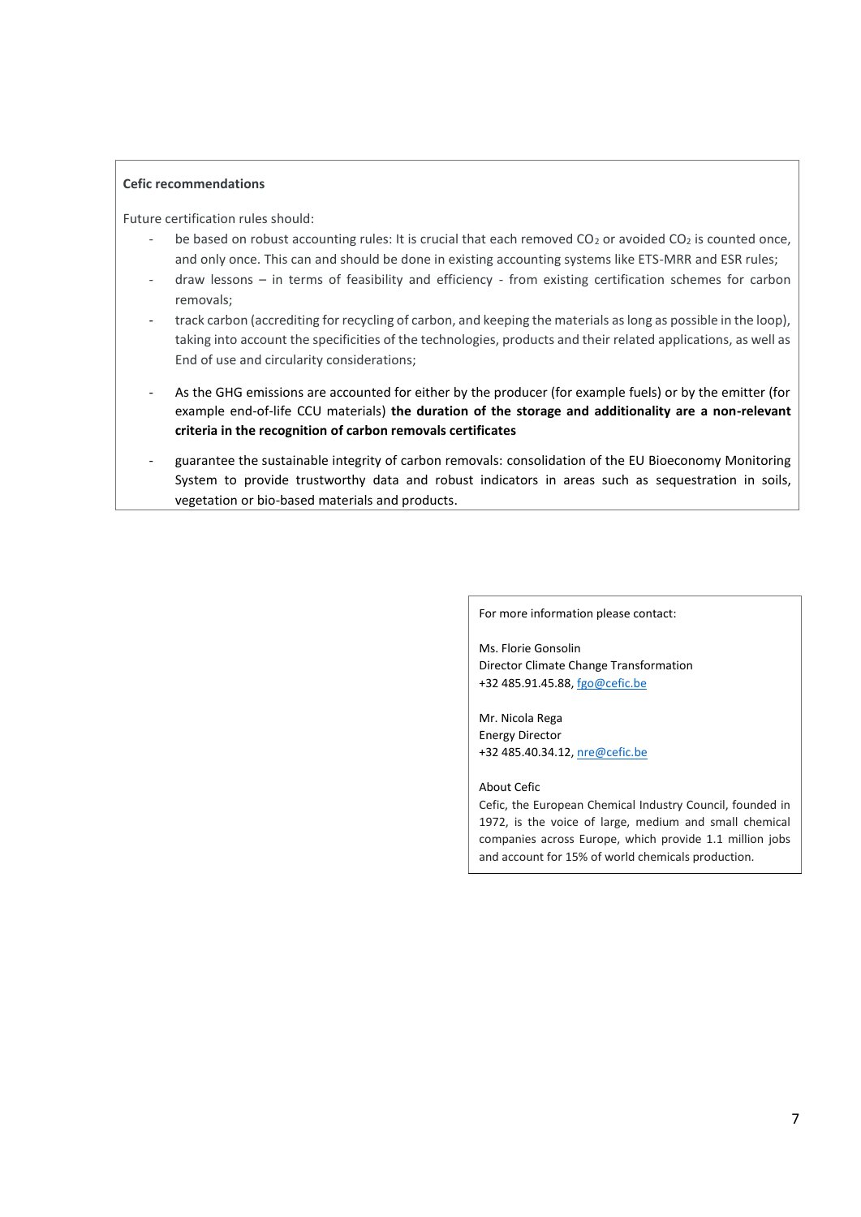**Cefic recommendations**

Future certification rules should:

- be based on robust accounting rules: It is crucial that each removed $CO_2$ or avoided $CO_2$ is counted once, and only once. This can and should be done in existing accounting systems like ETS-MRR and ESR rules;
- draw lessons – in terms of feasibility and efficiency - from existing certification schemes for carbon removals;
- track carbon (accrediting for recycling of carbon, and keeping the materials as long as possible in the loop), taking into account the specificities of the technologies, products and their related applications, as well as End of use and circularity considerations;
- As the GHG emissions are accounted for either by the producer (for example fuels) or by the emitter (for example end-of-life CCU materials) **the duration of the storage and additionality are a non-relevant criteria in the recognition of carbon removals certificates**
- guarantee the sustainable integrity of carbon removals: consolidation of the EU Bioeconomy Monitoring System to provide trustworthy data and robust indicators in areas such as sequestration in soils, vegetation or bio-based materials and products.

For more information please contact:

Ms. Florie Gonsolin
Director Climate Change Transformation
+32 485.91.45.88, fgo@cefic.be

Mr. Nicola Rega
Energy Director
+32 485.40.34.12, nre@cefic.be

About Cefic
Cefic, the European Chemical Industry Council, founded in 1972, is the voice of large, medium and small chemical companies across Europe, which provide 1.1 million jobs and account for 15% of world chemicals production.